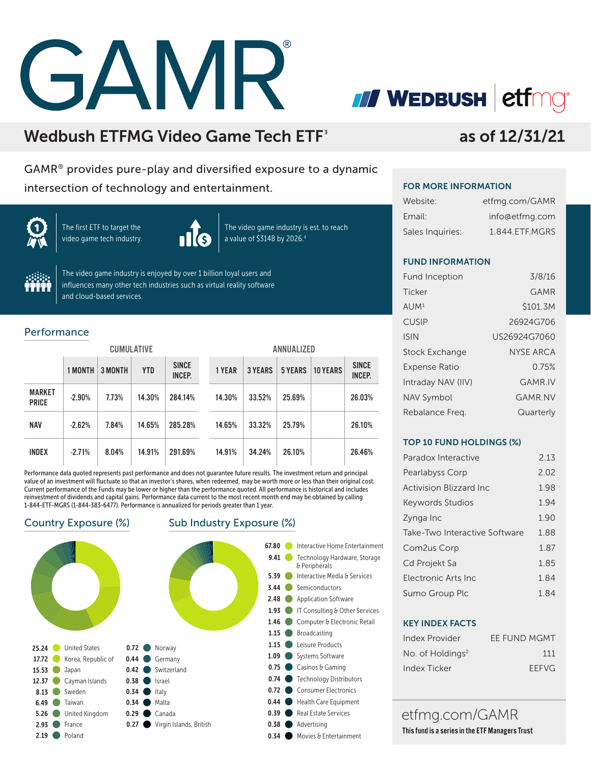# GAMR®

WEDBUSH | etfmg®

## Wedbush ETFMG Video Game Tech ETF[3]

as of 12/31/21

GAMR® provides pure-play and diversified exposure to a dynamic intersection of technology and entertainment.

The first ETF to target the video game tech industry.

The video game industry is est. to reach a value of $314B by 2026.[4]

The video game industry is enjoyed by over 1 billion loyal users and influences many other tech industries such as virtual reality software and cloud-based services.

## Performance

| | CUMULATIVE | | | | ANNUALIZED | | | | |
|---|---|---|---|---|---|---|---|---|---|
| | 1 MONTH | 3 MONTH | YTD | SINCE INCEP. | 1 YEAR | 3 YEARS | 5 YEARS | 10 YEARS | SINCE INCEP. |
| MARKET PRICE | -2.90% | 7.73% | 14.30% | 284.14% | 14.30% | 33.52% | 25.69% | | 26.03% |
| NAV | -2.62% | 7.84% | 14.65% | 285.28% | 14.65% | 33.32% | 25.79% | | 26.10% |
| INDEX | -2.71% | 8.04% | 14.91% | 291.69% | 14.91% | 34.24% | 26.10% | | 26.46% |

Performance data quoted represents past performance and does not guarantee future results. The investment return and principal value of an investment will fluctuate so that an investor's shares, when redeemed, may be worth more or less than their original cost. Current performance of the Funds may be lower or higher than the performance quoted. All performance is historical and includes reinvestment of dividends and capital gains. Performance data current to the most recent month end may be obtained by calling 1-844-ETF-MGRS (1-844-383-6477). Performance is annualized for periods greater than 1 year.

## Country Exposure (%)

| % | Country |
|---|---|
| 25.24 | United States |
| 17.72 | Korea, Republic of |
| 15.53 | Japan |
| 12.37 | Cayman Islands |
| 8.13 | Sweden |
| 6.49 | Taiwan |
| 5.26 | United Kingdom |
| 2.93 | France |
| 2.19 | Poland |
| 0.72 | Norway |
| 0.44 | Germany |
| 0.42 | Switzerland |
| 0.38 | Israel |
| 0.34 | Italy |
| 0.34 | Malta |
| 0.29 | Canada |
| 0.27 | Virgin Islands, British |

## Sub Industry Exposure (%)

| % | Sub Industry |
|---|---|
| 67.80 | Interactive Home Entertainment |
| 9.41 | Technology Hardware, Storage & Peripherals |
| 5.39 | Interactive Media & Services |
| 3.44 | Semiconductors |
| 2.48 | Application Software |
| 1.93 | IT Consulting & Other Services |
| 1.46 | Computer & Electronic Retail |
| 1.15 | Broadcasting |
| 1.15 | Leisure Products |
| 1.09 | Systems Software |
| 0.75 | Casinos & Gaming |
| 0.74 | Technology Distributors |
| 0.72 | Consumer Electronics |
| 0.44 | Health Care Equipment |
| 0.39 | Real Estate Services |
| 0.38 | Advertising |
| 0.34 | Movies & Entertainment |

## FOR MORE INFORMATION

| | |
|---|---|
| Website: | etfmg.com/GAMR |
| Email: | info@etfmg.com |
| Sales Inquiries: | 1.844.ETF.MGRS |

## FUND INFORMATION

| | |
|---|---|
| Fund Inception | 3/8/16 |
| Ticker | GAMR |
| AUM[1] | $101.3M |
| CUSIP | 26924G706 |
| ISIN | US26924G7060 |
| Stock Exchange | NYSE ARCA |
| Expense Ratio | 0.75% |
| Intraday NAV (IIV) | GAMR.IV |
| NAV Symbol | GAMR.NV |
| Rebalance Freq. | Quarterly |

## TOP 10 FUND HOLDINGS (%)

| | |
|---|---|
| Paradox Interactive | 2.13 |
| Pearlabyss Corp | 2.02 |
| Activision Blizzard Inc | 1.98 |
| Keywords Studios | 1.94 |
| Zynga Inc | 1.90 |
| Take-Two Interactive Software | 1.88 |
| Com2us Corp | 1.87 |
| Cd Projekt Sa | 1.85 |
| Electronic Arts Inc | 1.84 |
| Sumo Group Plc | 1.84 |

## KEY INDEX FACTS

| | |
|---|---|
| Index Provider | EE FUND MGMT |
| No. of Holdings[2] | 111 |
| Index Ticker | EEFVG |

etfmg.com/GAMR

**This fund is a series in the ETF Managers Trust**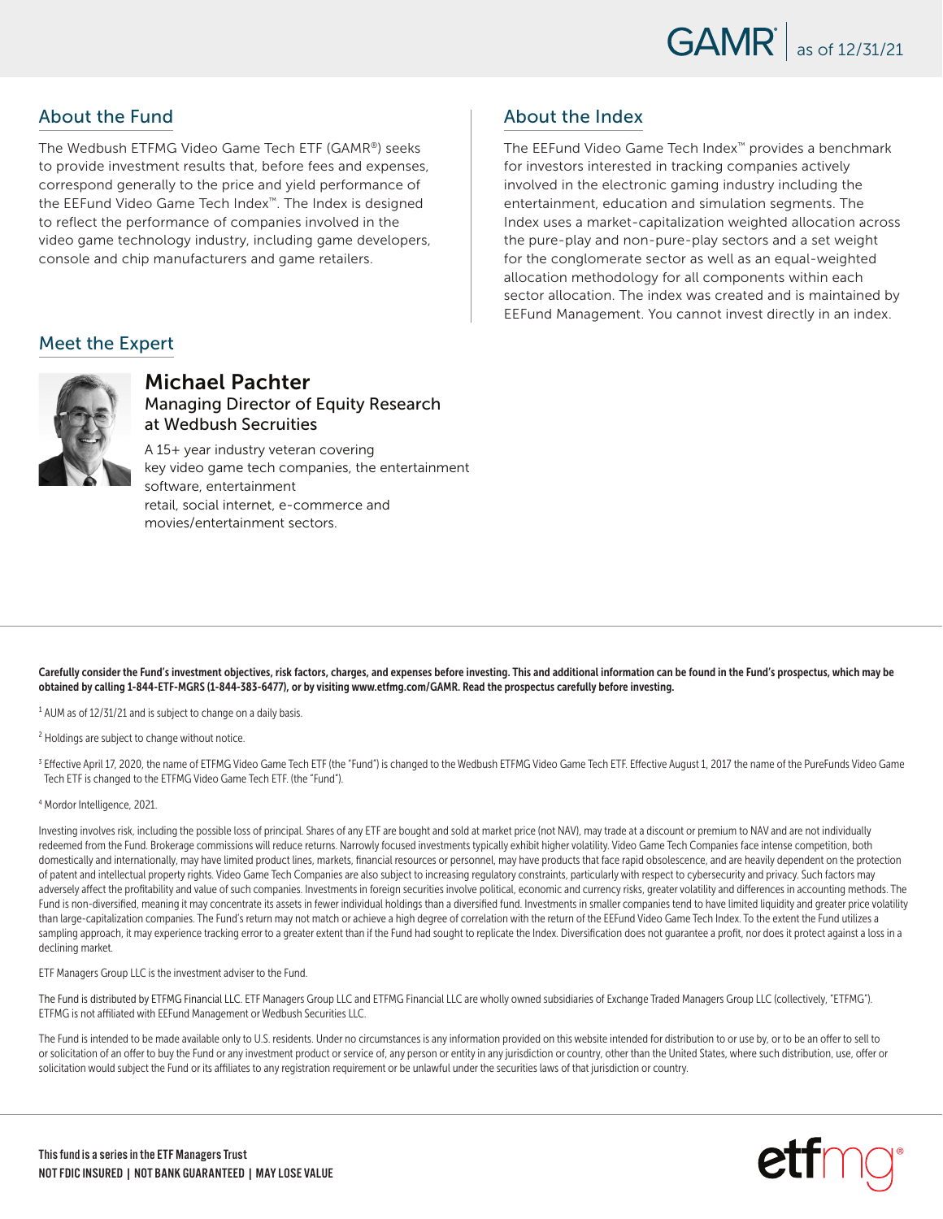## About the Fund

The Wedbush ETFMG Video Game Tech ETF (GAMR®) seeks to provide investment results that, before fees and expenses, correspond generally to the price and yield performance of the EEFund Video Game Tech Index™. The Index is designed to reflect the performance of companies involved in the video game technology industry, including game developers, console and chip manufacturers and game retailers.

## About the Index

The EEFund Video Game Tech Index™ provides a benchmark for investors interested in tracking companies actively involved in the electronic gaming industry including the entertainment, education and simulation segments. The Index uses a market-capitalization weighted allocation across the pure-play and non-pure-play sectors and a set weight for the conglomerate sector as well as an equal-weighted allocation methodology for all components within each sector allocation. The index was created and is maintained by EEFund Management. You cannot invest directly in an index.

## Meet the Expert

### Michael Pachter

Managing Director of Equity Research at Wedbush Secruities

A 15+ year industry veteran covering key video game tech companies, the entertainment software, entertainment retail, social internet, e-commerce and movies/entertainment sectors.

**Carefully consider the Fund's investment objectives, risk factors, charges, and expenses before investing. This and additional information can be found in the Fund's prospectus, which may be obtained by calling 1-844-ETF-MGRS (1-844-383-6477), or by visiting www.etfmg.com/GAMR. Read the prospectus carefully before investing.**

[1] AUM as of 12/31/21 and is subject to change on a daily basis.

[2] Holdings are subject to change without notice.

[3] Effective April 17, 2020, the name of ETFMG Video Game Tech ETF (the "Fund") is changed to the Wedbush ETFMG Video Game Tech ETF. Effective August 1, 2017 the name of the PureFunds Video Game Tech ETF is changed to the ETFMG Video Game Tech ETF. (the "Fund").

[4] Mordor Intelligence, 2021.

Investing involves risk, including the possible loss of principal. Shares of any ETF are bought and sold at market price (not NAV), may trade at a discount or premium to NAV and are not individually redeemed from the Fund. Brokerage commissions will reduce returns. Narrowly focused investments typically exhibit higher volatility. Video Game Tech Companies face intense competition, both domestically and internationally, may have limited product lines, markets, financial resources or personnel, may have products that face rapid obsolescence, and are heavily dependent on the protection of patent and intellectual property rights. Video Game Tech Companies are also subject to increasing regulatory constraints, particularly with respect to cybersecurity and privacy. Such factors may adversely affect the profitability and value of such companies. Investments in foreign securities involve political, economic and currency risks, greater volatility and differences in accounting methods. The Fund is non-diversified, meaning it may concentrate its assets in fewer individual holdings than a diversified fund. Investments in smaller companies tend to have limited liquidity and greater price volatility than large-capitalization companies. The Fund's return may not match or achieve a high degree of correlation with the return of the EEFund Video Game Tech Index. To the extent the Fund utilizes a sampling approach, it may experience tracking error to a greater extent than if the Fund had sought to replicate the Index. Diversification does not guarantee a profit, nor does it protect against a loss in a declining market.

ETF Managers Group LLC is the investment adviser to the Fund.

The Fund is distributed by ETFMG Financial LLC. ETF Managers Group LLC and ETFMG Financial LLC are wholly owned subsidiaries of Exchange Traded Managers Group LLC (collectively, "ETFMG"). ETFMG is not affiliated with EEFund Management or Wedbush Securities LLC.

The Fund is intended to be made available only to U.S. residents. Under no circumstances is any information provided on this website intended for distribution to or use by, or to be an offer to sell to or solicitation of an offer to buy the Fund or any investment product or service of, any person or entity in any jurisdiction or country, other than the United States, where such distribution, use, offer or solicitation would subject the Fund or its affiliates to any registration requirement or be unlawful under the securities laws of that jurisdiction or country.

**This fund is a series in the ETF Managers Trust**

**NOT FDIC INSURED | NOT BANK GUARANTEED | MAY LOSE VALUE**